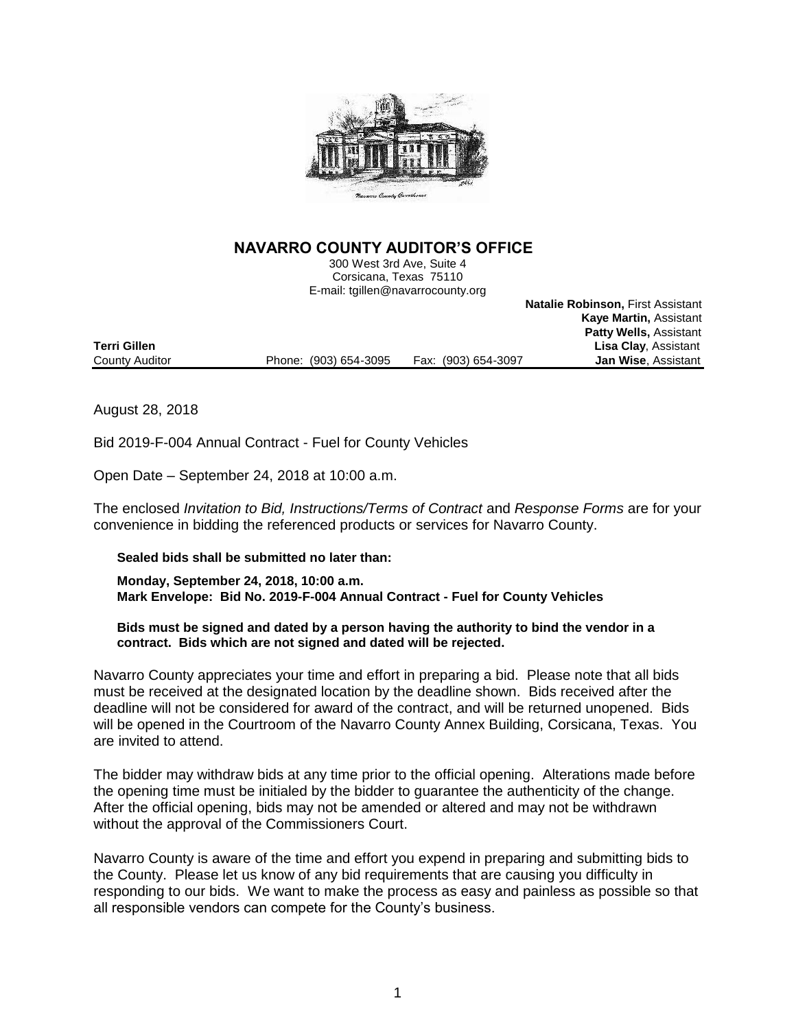# NAVARRO COUNTY AUDITOR'S OFFICE

300 West 3rd Ave, Suite 4
Corsicana, Texas 75110
E-mail: tgillen@navarrocounty.org

**Natalie Robinson,** First Assistant
**Kaye Martin,** Assistant
**Patty Wells,** Assistant
**Lisa Clay**, Assistant
**Jan Wise**, Assistant

**Terri Gillen**
County Auditor

Phone: (903) 654-3095 Fax: (903) 654-3097

August 28, 2018

Bid 2019-F-004 Annual Contract - Fuel for County Vehicles

Open Date – September 24, 2018 at 10:00 a.m.

The enclosed *Invitation to Bid, Instructions/Terms of Contract* and *Response Forms* are for your convenience in bidding the referenced products or services for Navarro County.

**Sealed bids shall be submitted no later than:**

**Monday, September 24, 2018, 10:00 a.m.**
**Mark Envelope: Bid No. 2019-F-004 Annual Contract - Fuel for County Vehicles**

**Bids must be signed and dated by a person having the authority to bind the vendor in a contract. Bids which are not signed and dated will be rejected.**

Navarro County appreciates your time and effort in preparing a bid. Please note that all bids must be received at the designated location by the deadline shown. Bids received after the deadline will not be considered for award of the contract, and will be returned unopened. Bids will be opened in the Courtroom of the Navarro County Annex Building, Corsicana, Texas. You are invited to attend.

The bidder may withdraw bids at any time prior to the official opening. Alterations made before the opening time must be initialed by the bidder to guarantee the authenticity of the change. After the official opening, bids may not be amended or altered and may not be withdrawn without the approval of the Commissioners Court.

Navarro County is aware of the time and effort you expend in preparing and submitting bids to the County. Please let us know of any bid requirements that are causing you difficulty in responding to our bids. We want to make the process as easy and painless as possible so that all responsible vendors can compete for the County's business.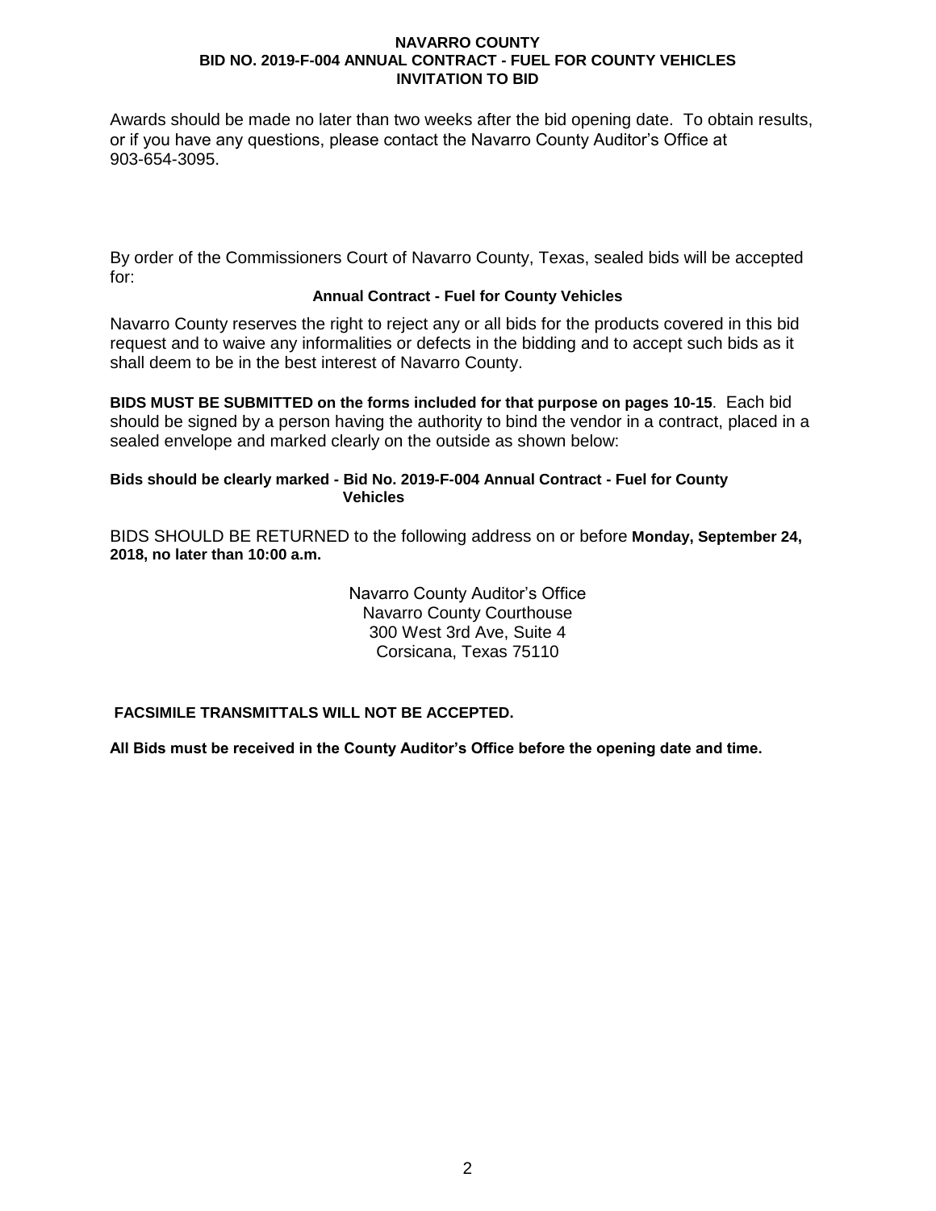Awards should be made no later than two weeks after the bid opening date. To obtain results, or if you have any questions, please contact the Navarro County Auditor's Office at 903-654-3095.

By order of the Commissioners Court of Navarro County, Texas, sealed bids will be accepted for:

**Annual Contract - Fuel for County Vehicles**

Navarro County reserves the right to reject any or all bids for the products covered in this bid request and to waive any informalities or defects in the bidding and to accept such bids as it shall deem to be in the best interest of Navarro County.

**BIDS MUST BE SUBMITTED on the forms included for that purpose on pages 10-15**. Each bid should be signed by a person having the authority to bind the vendor in a contract, placed in a sealed envelope and marked clearly on the outside as shown below:

**Bids should be clearly marked - Bid No. 2019-F-004 Annual Contract - Fuel for County Vehicles**

BIDS SHOULD BE RETURNED to the following address on or before **Monday, September 24, 2018, no later than 10:00 a.m.**

Navarro County Auditor's Office
Navarro County Courthouse
300 West 3rd Ave, Suite 4
Corsicana, Texas 75110

**FACSIMILE TRANSMITTALS WILL NOT BE ACCEPTED.**

**All Bids must be received in the County Auditor's Office before the opening date and time.**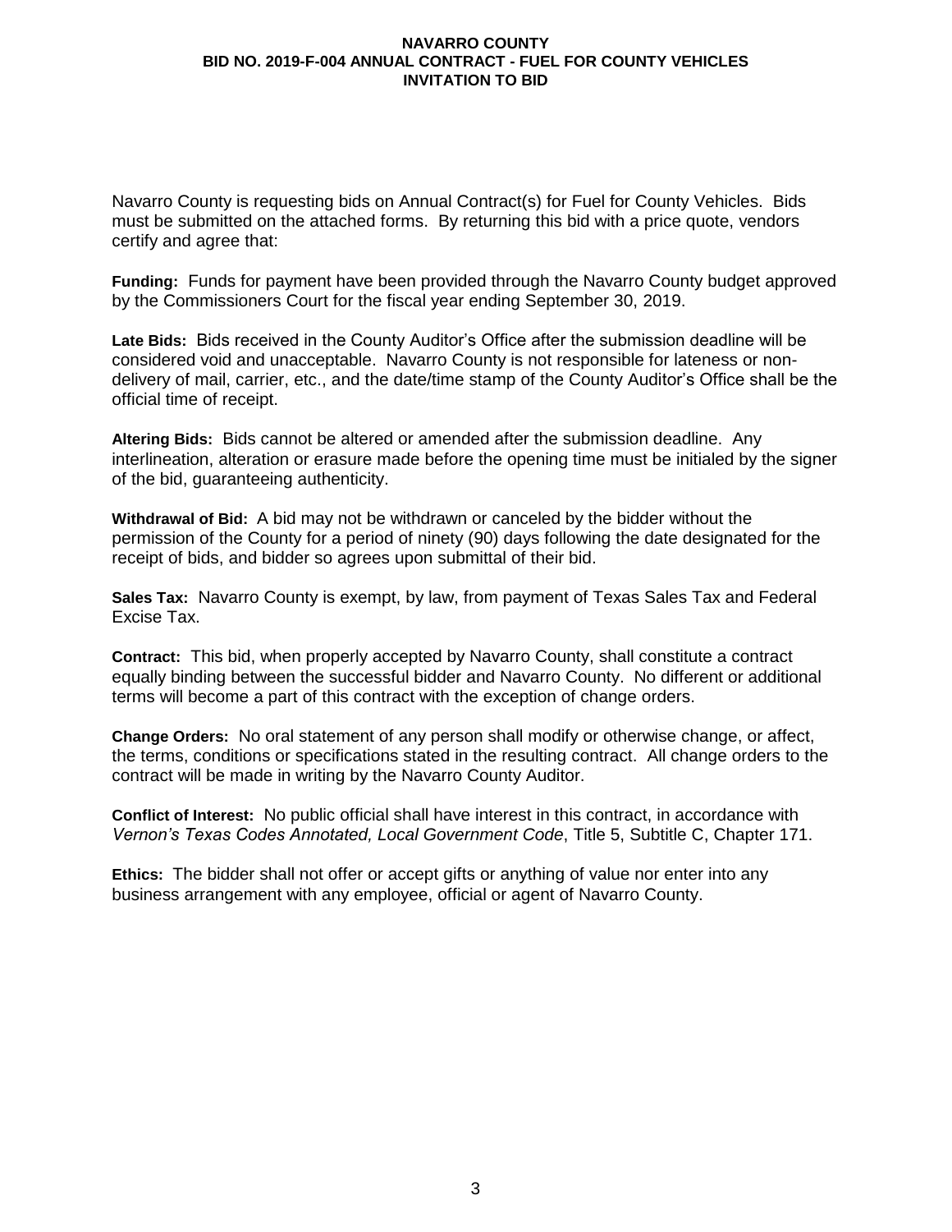# NAVARRO COUNTY
## BID NO. 2019-F-004 ANNUAL CONTRACT - FUEL FOR COUNTY VEHICLES
## INVITATION TO BID

Navarro County is requesting bids on Annual Contract(s) for Fuel for County Vehicles. Bids must be submitted on the attached forms. By returning this bid with a price quote, vendors certify and agree that:

**Funding:** Funds for payment have been provided through the Navarro County budget approved by the Commissioners Court for the fiscal year ending September 30, 2019.

**Late Bids:** Bids received in the County Auditor's Office after the submission deadline will be considered void and unacceptable. Navarro County is not responsible for lateness or non-delivery of mail, carrier, etc., and the date/time stamp of the County Auditor's Office shall be the official time of receipt.

**Altering Bids:** Bids cannot be altered or amended after the submission deadline. Any interlineation, alteration or erasure made before the opening time must be initialed by the signer of the bid, guaranteeing authenticity.

**Withdrawal of Bid:** A bid may not be withdrawn or canceled by the bidder without the permission of the County for a period of ninety (90) days following the date designated for the receipt of bids, and bidder so agrees upon submittal of their bid.

**Sales Tax:** Navarro County is exempt, by law, from payment of Texas Sales Tax and Federal Excise Tax.

**Contract:** This bid, when properly accepted by Navarro County, shall constitute a contract equally binding between the successful bidder and Navarro County. No different or additional terms will become a part of this contract with the exception of change orders.

**Change Orders:** No oral statement of any person shall modify or otherwise change, or affect, the terms, conditions or specifications stated in the resulting contract. All change orders to the contract will be made in writing by the Navarro County Auditor.

**Conflict of Interest:** No public official shall have interest in this contract, in accordance with *Vernon's Texas Codes Annotated, Local Government Code*, Title 5, Subtitle C, Chapter 171.

**Ethics:** The bidder shall not offer or accept gifts or anything of value nor enter into any business arrangement with any employee, official or agent of Navarro County.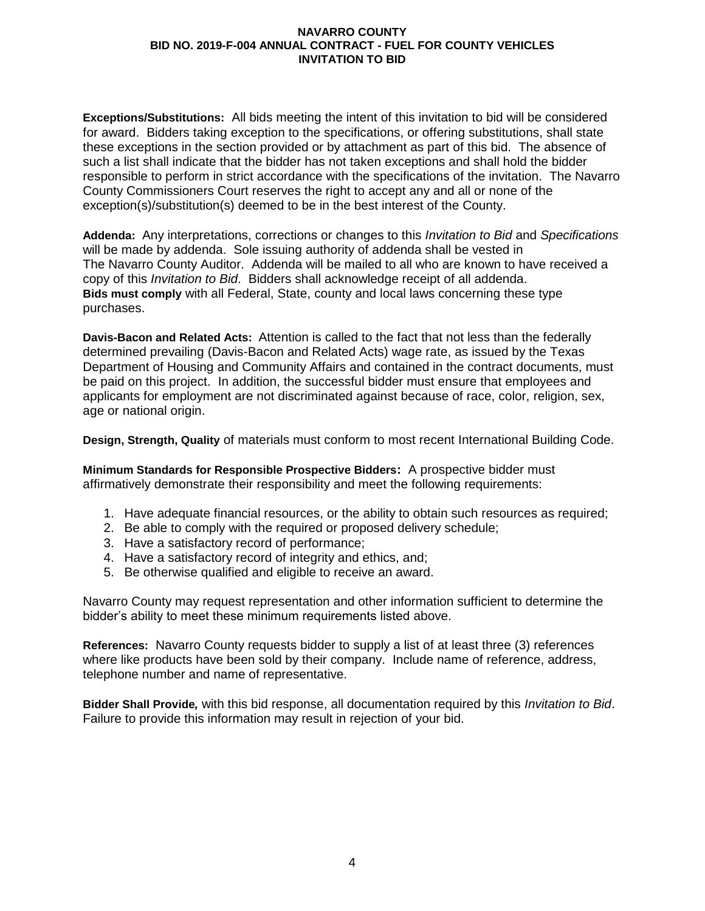**Exceptions/Substitutions:** All bids meeting the intent of this invitation to bid will be considered for award. Bidders taking exception to the specifications, or offering substitutions, shall state these exceptions in the section provided or by attachment as part of this bid. The absence of such a list shall indicate that the bidder has not taken exceptions and shall hold the bidder responsible to perform in strict accordance with the specifications of the invitation. The Navarro County Commissioners Court reserves the right to accept any and all or none of the exception(s)/substitution(s) deemed to be in the best interest of the County.

**Addenda:** Any interpretations, corrections or changes to this *Invitation to Bid* and *Specifications* will be made by addenda. Sole issuing authority of addenda shall be vested in The Navarro County Auditor. Addenda will be mailed to all who are known to have received a copy of this *Invitation to Bid*. Bidders shall acknowledge receipt of all addenda.
**Bids must comply** with all Federal, State, county and local laws concerning these type purchases.

**Davis-Bacon and Related Acts:** Attention is called to the fact that not less than the federally determined prevailing (Davis-Bacon and Related Acts) wage rate, as issued by the Texas Department of Housing and Community Affairs and contained in the contract documents, must be paid on this project. In addition, the successful bidder must ensure that employees and applicants for employment are not discriminated against because of race, color, religion, sex, age or national origin.

**Design, Strength, Quality** of materials must conform to most recent International Building Code.

**Minimum Standards for Responsible Prospective Bidders:** A prospective bidder must affirmatively demonstrate their responsibility and meet the following requirements:

1. Have adequate financial resources, or the ability to obtain such resources as required;
2. Be able to comply with the required or proposed delivery schedule;
3. Have a satisfactory record of performance;
4. Have a satisfactory record of integrity and ethics, and;
5. Be otherwise qualified and eligible to receive an award.

Navarro County may request representation and other information sufficient to determine the bidder's ability to meet these minimum requirements listed above.

**References:** Navarro County requests bidder to supply a list of at least three (3) references where like products have been sold by their company. Include name of reference, address, telephone number and name of representative.

**Bidder Shall Provide***,* with this bid response, all documentation required by this *Invitation to Bid*. Failure to provide this information may result in rejection of your bid.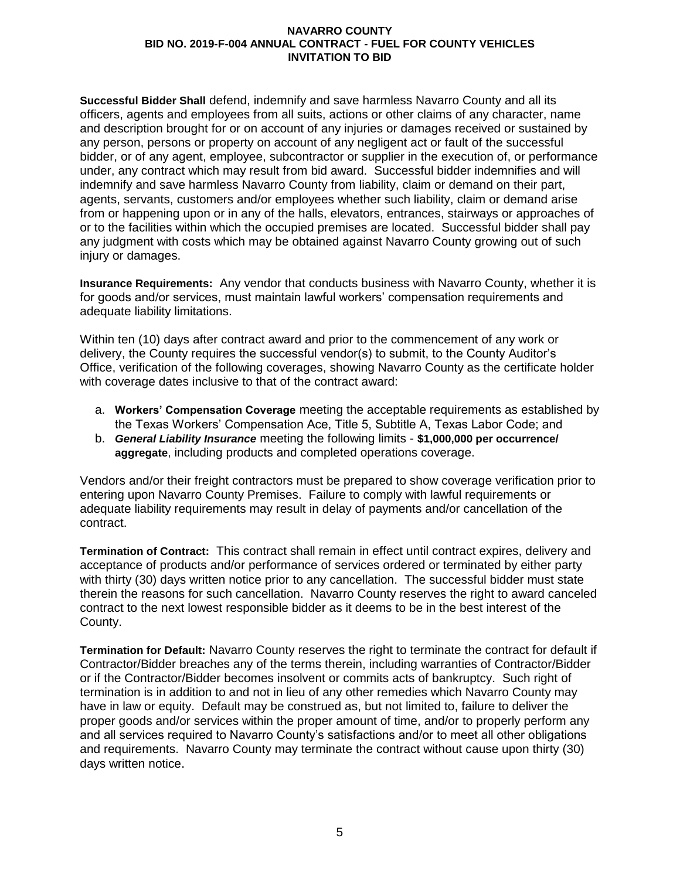**Successful Bidder Shall** defend, indemnify and save harmless Navarro County and all its officers, agents and employees from all suits, actions or other claims of any character, name and description brought for or on account of any injuries or damages received or sustained by any person, persons or property on account of any negligent act or fault of the successful bidder, or of any agent, employee, subcontractor or supplier in the execution of, or performance under, any contract which may result from bid award. Successful bidder indemnifies and will indemnify and save harmless Navarro County from liability, claim or demand on their part, agents, servants, customers and/or employees whether such liability, claim or demand arise from or happening upon or in any of the halls, elevators, entrances, stairways or approaches of or to the facilities within which the occupied premises are located. Successful bidder shall pay any judgment with costs which may be obtained against Navarro County growing out of such injury or damages.

**Insurance Requirements:** Any vendor that conducts business with Navarro County, whether it is for goods and/or services, must maintain lawful workers' compensation requirements and adequate liability limitations.

Within ten (10) days after contract award and prior to the commencement of any work or delivery, the County requires the successful vendor(s) to submit, to the County Auditor's Office, verification of the following coverages, showing Navarro County as the certificate holder with coverage dates inclusive to that of the contract award:

a. **Workers' Compensation Coverage** meeting the acceptable requirements as established by the Texas Workers' Compensation Ace, Title 5, Subtitle A, Texas Labor Code; and
b. ***General Liability Insurance*** meeting the following limits - **$1,000,000 per occurrence/ aggregate**, including products and completed operations coverage.

Vendors and/or their freight contractors must be prepared to show coverage verification prior to entering upon Navarro County Premises. Failure to comply with lawful requirements or adequate liability requirements may result in delay of payments and/or cancellation of the contract.

**Termination of Contract:** This contract shall remain in effect until contract expires, delivery and acceptance of products and/or performance of services ordered or terminated by either party with thirty (30) days written notice prior to any cancellation. The successful bidder must state therein the reasons for such cancellation. Navarro County reserves the right to award canceled contract to the next lowest responsible bidder as it deems to be in the best interest of the County.

**Termination for Default:** Navarro County reserves the right to terminate the contract for default if Contractor/Bidder breaches any of the terms therein, including warranties of Contractor/Bidder or if the Contractor/Bidder becomes insolvent or commits acts of bankruptcy. Such right of termination is in addition to and not in lieu of any other remedies which Navarro County may have in law or equity. Default may be construed as, but not limited to, failure to deliver the proper goods and/or services within the proper amount of time, and/or to properly perform any and all services required to Navarro County's satisfactions and/or to meet all other obligations and requirements. Navarro County may terminate the contract without cause upon thirty (30) days written notice.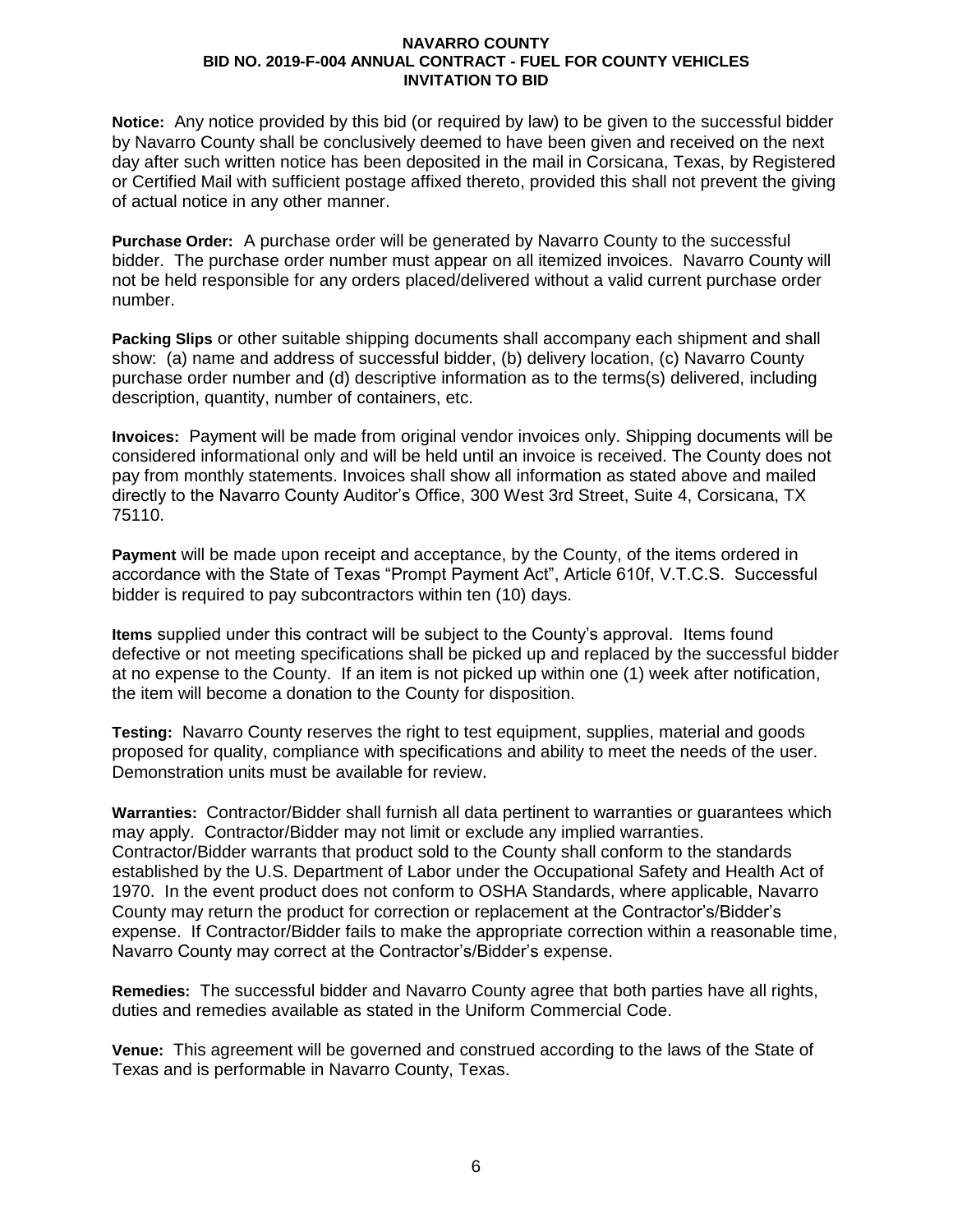**Notice:** Any notice provided by this bid (or required by law) to be given to the successful bidder by Navarro County shall be conclusively deemed to have been given and received on the next day after such written notice has been deposited in the mail in Corsicana, Texas, by Registered or Certified Mail with sufficient postage affixed thereto, provided this shall not prevent the giving of actual notice in any other manner.

**Purchase Order:** A purchase order will be generated by Navarro County to the successful bidder. The purchase order number must appear on all itemized invoices. Navarro County will not be held responsible for any orders placed/delivered without a valid current purchase order number.

**Packing Slips** or other suitable shipping documents shall accompany each shipment and shall show: (a) name and address of successful bidder, (b) delivery location, (c) Navarro County purchase order number and (d) descriptive information as to the terms(s) delivered, including description, quantity, number of containers, etc.

**Invoices:** Payment will be made from original vendor invoices only. Shipping documents will be considered informational only and will be held until an invoice is received. The County does not pay from monthly statements. Invoices shall show all information as stated above and mailed directly to the Navarro County Auditor's Office, 300 West 3rd Street, Suite 4, Corsicana, TX 75110.

**Payment** will be made upon receipt and acceptance, by the County, of the items ordered in accordance with the State of Texas "Prompt Payment Act", Article 610f, V.T.C.S. Successful bidder is required to pay subcontractors within ten (10) days.

**Items** supplied under this contract will be subject to the County's approval. Items found defective or not meeting specifications shall be picked up and replaced by the successful bidder at no expense to the County. If an item is not picked up within one (1) week after notification, the item will become a donation to the County for disposition.

**Testing:** Navarro County reserves the right to test equipment, supplies, material and goods proposed for quality, compliance with specifications and ability to meet the needs of the user. Demonstration units must be available for review.

**Warranties:** Contractor/Bidder shall furnish all data pertinent to warranties or guarantees which may apply. Contractor/Bidder may not limit or exclude any implied warranties. Contractor/Bidder warrants that product sold to the County shall conform to the standards established by the U.S. Department of Labor under the Occupational Safety and Health Act of 1970. In the event product does not conform to OSHA Standards, where applicable, Navarro County may return the product for correction or replacement at the Contractor's/Bidder's expense. If Contractor/Bidder fails to make the appropriate correction within a reasonable time, Navarro County may correct at the Contractor's/Bidder's expense.

**Remedies:** The successful bidder and Navarro County agree that both parties have all rights, duties and remedies available as stated in the Uniform Commercial Code.

**Venue:** This agreement will be governed and construed according to the laws of the State of Texas and is performable in Navarro County, Texas.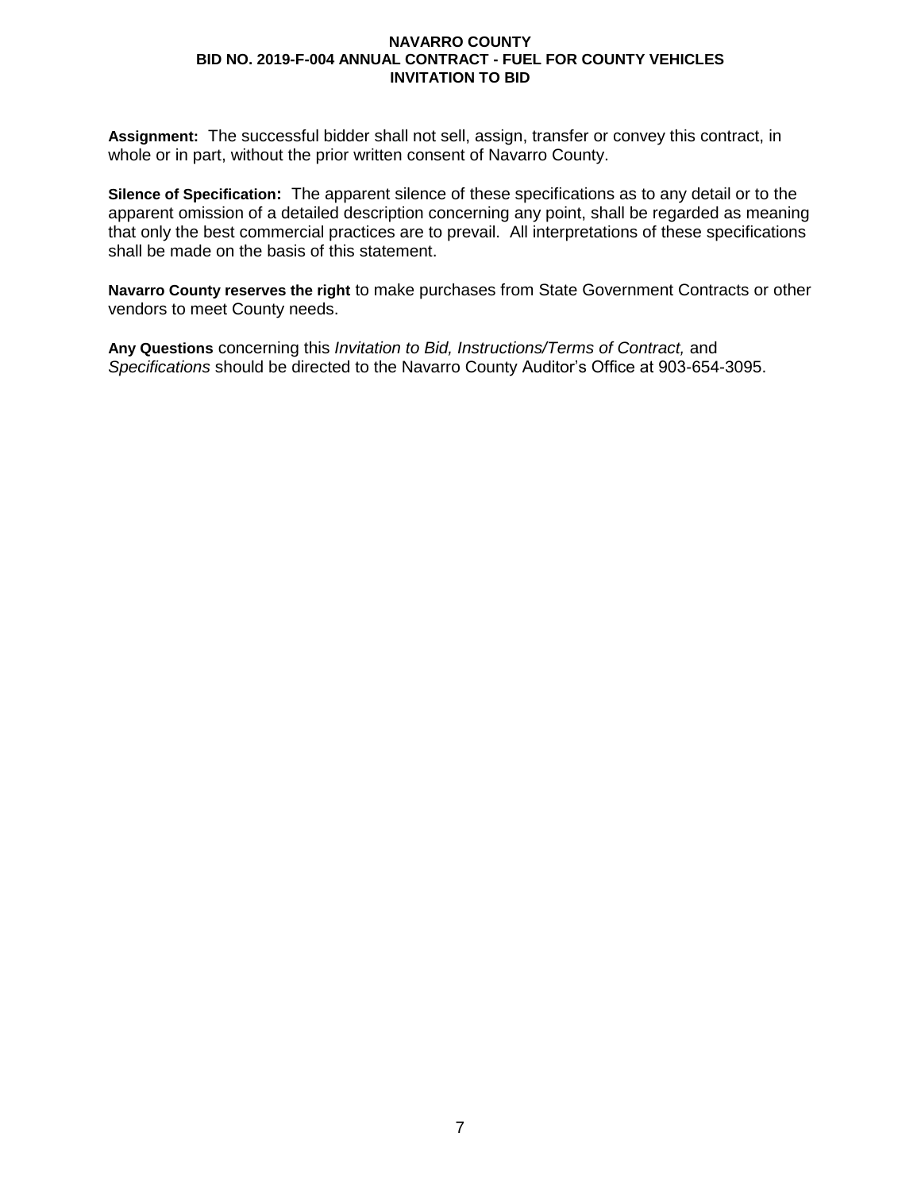**Assignment:** The successful bidder shall not sell, assign, transfer or convey this contract, in whole or in part, without the prior written consent of Navarro County.

**Silence of Specification:** The apparent silence of these specifications as to any detail or to the apparent omission of a detailed description concerning any point, shall be regarded as meaning that only the best commercial practices are to prevail. All interpretations of these specifications shall be made on the basis of this statement.

**Navarro County reserves the right** to make purchases from State Government Contracts or other vendors to meet County needs.

**Any Questions** concerning this *Invitation to Bid, Instructions/Terms of Contract,* and *Specifications* should be directed to the Navarro County Auditor's Office at 903-654-3095.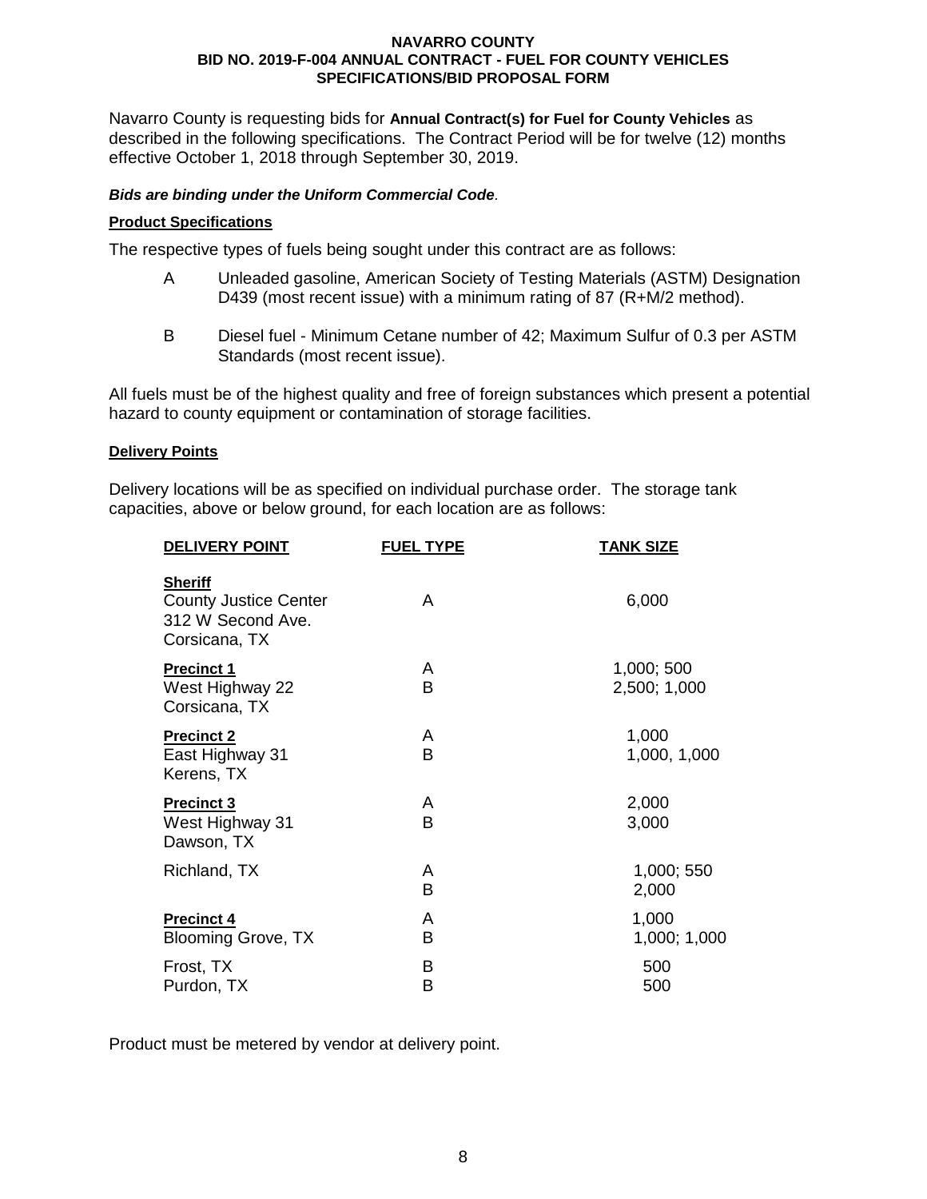**NAVARRO COUNTY**
**BID NO. 2019-F-004 ANNUAL CONTRACT - FUEL FOR COUNTY VEHICLES**
**SPECIFICATIONS/BID PROPOSAL FORM**

Navarro County is requesting bids for **Annual Contract(s) for Fuel for County Vehicles** as described in the following specifications. The Contract Period will be for twelve (12) months effective October 1, 2018 through September 30, 2019.

***Bids are binding under the Uniform Commercial Code.***

**Product Specifications**

The respective types of fuels being sought under this contract are as follows:

A Unleaded gasoline, American Society of Testing Materials (ASTM) Designation D439 (most recent issue) with a minimum rating of 87 (R+M/2 method).

B Diesel fuel - Minimum Cetane number of 42; Maximum Sulfur of 0.3 per ASTM Standards (most recent issue).

All fuels must be of the highest quality and free of foreign substances which present a potential hazard to county equipment or contamination of storage facilities.

**Delivery Points**

Delivery locations will be as specified on individual purchase order. The storage tank capacities, above or below ground, for each location are as follows:

| DELIVERY POINT | FUEL TYPE | TANK SIZE |
|---|---|---|
| **Sheriff**<br>County Justice Center<br>312 W Second Ave.<br>Corsicana, TX | A | 6,000 |
| **Precinct 1**<br>West Highway 22<br>Corsicana, TX | A<br>B | 1,000; 500<br>2,500; 1,000 |
| **Precinct 2**<br>East Highway 31<br>Kerens, TX | A<br>B | 1,000<br>1,000, 1,000 |
| **Precinct 3**<br>West Highway 31<br>Dawson, TX | A<br>B | 2,000<br>3,000 |
| Richland, TX | A<br>B | 1,000; 550<br>2,000 |
| **Precinct 4**<br>Blooming Grove, TX | A<br>B | 1,000<br>1,000; 1,000 |
| Frost, TX | B | 500 |
| Purdon, TX | B | 500 |

Product must be metered by vendor at delivery point.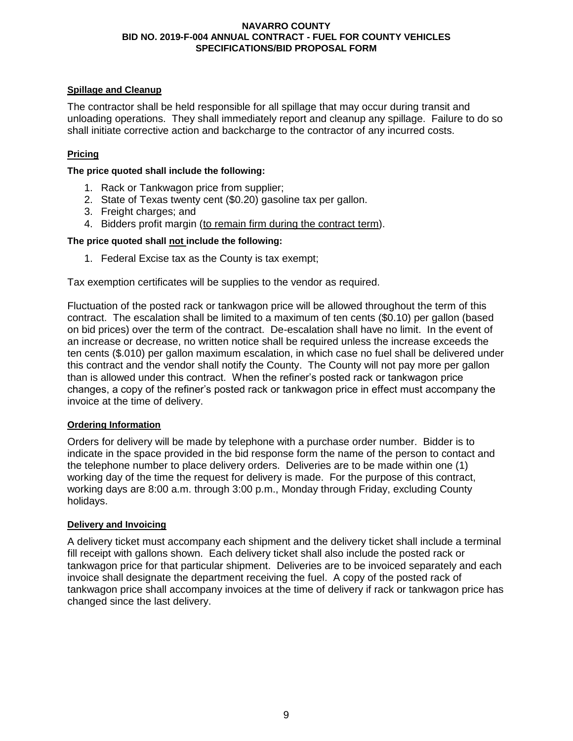**Spillage and Cleanup**

The contractor shall be held responsible for all spillage that may occur during transit and unloading operations. They shall immediately report and cleanup any spillage. Failure to do so shall initiate corrective action and backcharge to the contractor of any incurred costs.

**Pricing**

**The price quoted shall include the following:**

1. Rack or Tankwagon price from supplier;
2. State of Texas twenty cent ($0.20) gasoline tax per gallon.
3. Freight charges; and
4. Bidders profit margin (<u>to remain firm during the contract term</u>).

**The price quoted shall <u>not</u> include the following:**

1. Federal Excise tax as the County is tax exempt;

Tax exemption certificates will be supplies to the vendor as required.

Fluctuation of the posted rack or tankwagon price will be allowed throughout the term of this contract. The escalation shall be limited to a maximum of ten cents ($0.10) per gallon (based on bid prices) over the term of the contract. De-escalation shall have no limit. In the event of an increase or decrease, no written notice shall be required unless the increase exceeds the ten cents ($.010) per gallon maximum escalation, in which case no fuel shall be delivered under this contract and the vendor shall notify the County. The County will not pay more per gallon than is allowed under this contract. When the refiner's posted rack or tankwagon price changes, a copy of the refiner's posted rack or tankwagon price in effect must accompany the invoice at the time of delivery.

**Ordering Information**

Orders for delivery will be made by telephone with a purchase order number. Bidder is to indicate in the space provided in the bid response form the name of the person to contact and the telephone number to place delivery orders. Deliveries are to be made within one (1) working day of the time the request for delivery is made. For the purpose of this contract, working days are 8:00 a.m. through 3:00 p.m., Monday through Friday, excluding County holidays.

**Delivery and Invoicing**

A delivery ticket must accompany each shipment and the delivery ticket shall include a terminal fill receipt with gallons shown. Each delivery ticket shall also include the posted rack or tankwagon price for that particular shipment. Deliveries are to be invoiced separately and each invoice shall designate the department receiving the fuel. A copy of the posted rack of tankwagon price shall accompany invoices at the time of delivery if rack or tankwagon price has changed since the last delivery.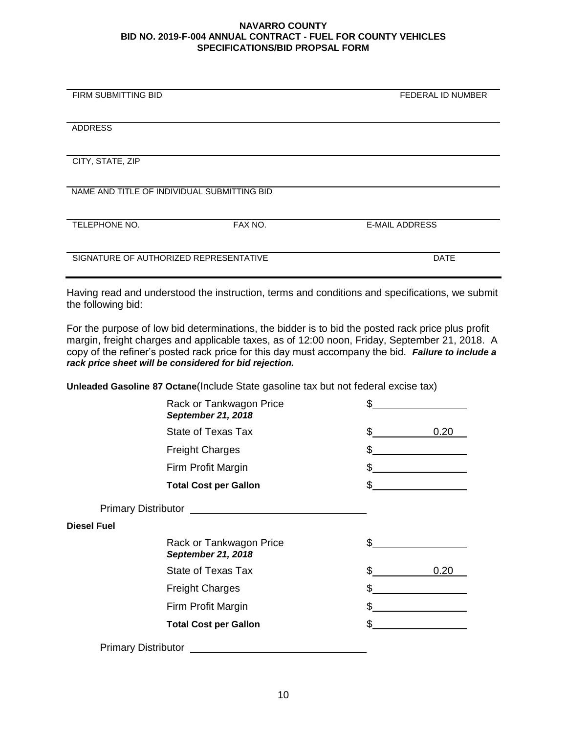**NAVARRO COUNTY**
**BID NO. 2019-F-004 ANNUAL CONTRACT - FUEL FOR COUNTY VEHICLES**
**SPECIFICATIONS/BID PROPSAL FORM**

| | | |
|---|---|---|
| FIRM SUBMITTING BID | | FEDERAL ID NUMBER |
| ADDRESS | | |
| CITY, STATE, ZIP | | |
| NAME AND TITLE OF INDIVIDUAL SUBMITTING BID | | |
| TELEPHONE NO. | FAX NO. | E-MAIL ADDRESS |
| SIGNATURE OF AUTHORIZED REPRESENTATIVE | | DATE |

Having read and understood the instruction, terms and conditions and specifications, we submit the following bid:

For the purpose of low bid determinations, the bidder is to bid the posted rack price plus profit margin, freight charges and applicable taxes, as of 12:00 noon, Friday, September 21, 2018. A copy of the refiner's posted rack price for this day must accompany the bid. ***Failure to include a rack price sheet will be considered for bid rejection.***

**Unleaded Gasoline 87 Octane**(Include State gasoline tax but not federal excise tax)

| | |
|---|---|
| Rack or Tankwagon Price ***September 21, 2018*** | $\_\_\_\_\_\_\_\_\_\_ |
| State of Texas Tax | $ 0.20 |
| Freight Charges | $\_\_\_\_\_\_\_\_\_\_ |
| Firm Profit Margin | $\_\_\_\_\_\_\_\_\_\_ |
| **Total Cost per Gallon** | $\_\_\_\_\_\_\_\_\_\_ |

Primary Distributor \_\_\_\_\_\_\_\_\_\_\_\_\_\_\_\_\_\_\_\_

**Diesel Fuel**

| | |
|---|---|
| Rack or Tankwagon Price ***September 21, 2018*** | $\_\_\_\_\_\_\_\_\_\_ |
| State of Texas Tax | $ 0.20 |
| Freight Charges | $\_\_\_\_\_\_\_\_\_\_ |
| Firm Profit Margin | $\_\_\_\_\_\_\_\_\_\_ |
| **Total Cost per Gallon** | $\_\_\_\_\_\_\_\_\_\_ |

Primary Distributor \_\_\_\_\_\_\_\_\_\_\_\_\_\_\_\_\_\_\_\_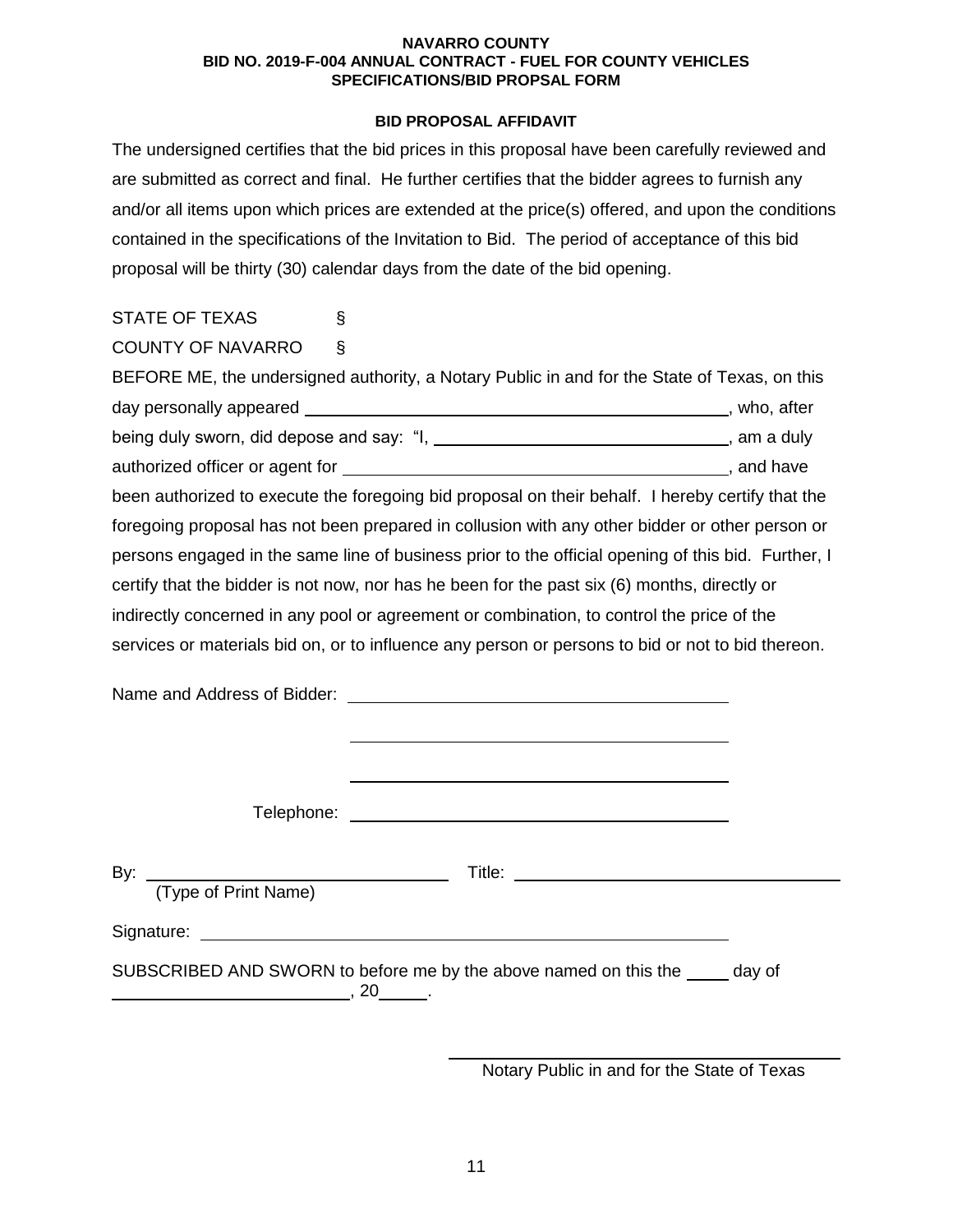**NAVARRO COUNTY**
**BID NO. 2019-F-004 ANNUAL CONTRACT - FUEL FOR COUNTY VEHICLES**
**SPECIFICATIONS/BID PROPSAL FORM**

## BID PROPOSAL AFFIDAVIT

The undersigned certifies that the bid prices in this proposal have been carefully reviewed and are submitted as correct and final. He further certifies that the bidder agrees to furnish any and/or all items upon which prices are extended at the price(s) offered, and upon the conditions contained in the specifications of the Invitation to Bid. The period of acceptance of this bid proposal will be thirty (30) calendar days from the date of the bid opening.

STATE OF TEXAS §

COUNTY OF NAVARRO §

BEFORE ME, the undersigned authority, a Notary Public in and for the State of Texas, on this day personally appeared ______________________________, who, after being duly sworn, did depose and say: "I, ______________________________, am a duly authorized officer or agent for ______________________________, and have been authorized to execute the foregoing bid proposal on their behalf. I hereby certify that the foregoing proposal has not been prepared in collusion with any other bidder or other person or persons engaged in the same line of business prior to the official opening of this bid. Further, I certify that the bidder is not now, nor has he been for the past six (6) months, directly or indirectly concerned in any pool or agreement or combination, to control the price of the services or materials bid on, or to influence any person or persons to bid or not to bid thereon.

Name and Address of Bidder: ______________________________

______________________________

______________________________

Telephone: ______________________________

By: ______________________________ Title: ______________________________
(Type of Print Name)

Signature: ______________________________

SUBSCRIBED AND SWORN to before me by the above named on this the _____ day of ______________________, 20_____.

______________________________
Notary Public in and for the State of Texas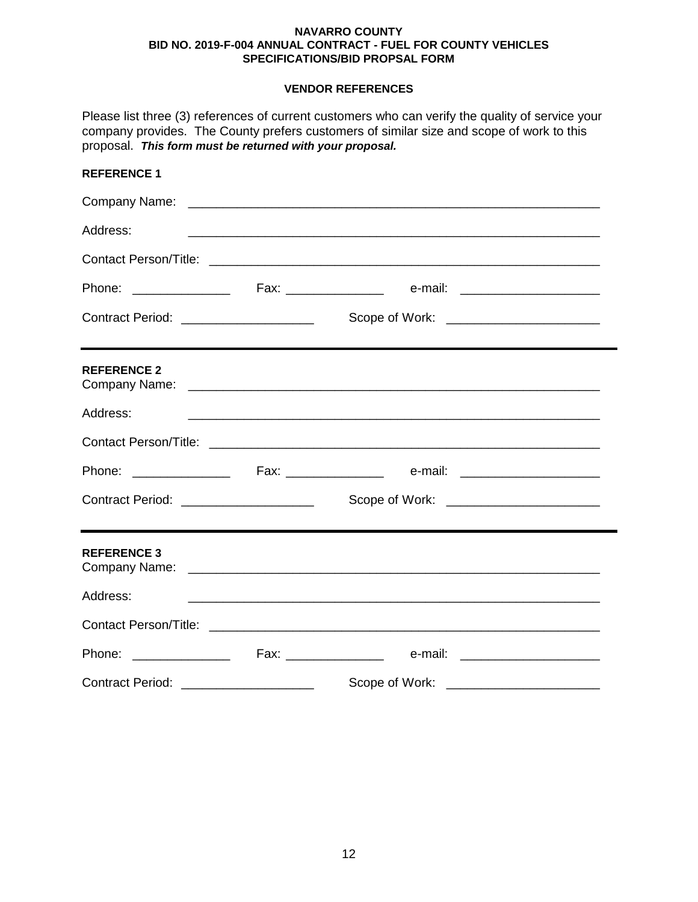**NAVARRO COUNTY**
**BID NO. 2019-F-004 ANNUAL CONTRACT - FUEL FOR COUNTY VEHICLES**
**SPECIFICATIONS/BID PROPSAL FORM**

## VENDOR REFERENCES

Please list three (3) references of current customers who can verify the quality of service your company provides. The County prefers customers of similar size and scope of work to this proposal. ***This form must be returned with your proposal.***

**REFERENCE 1**

Company Name: ____________________________________________________________

Address: ____________________________________________________________

Contact Person/Title: ____________________________________________________________

Phone: ______________ Fax: ______________ e-mail: ____________________

Contract Period: __________________ Scope of Work: _____________________

---

**REFERENCE 2**

Company Name: ____________________________________________________________

Address: ____________________________________________________________

Contact Person/Title: ____________________________________________________________

Phone: ______________ Fax: ______________ e-mail: ____________________

Contract Period: __________________ Scope of Work: _____________________

---

**REFERENCE 3**

Company Name: ____________________________________________________________

Address: ____________________________________________________________

Contact Person/Title: ____________________________________________________________

Phone: ______________ Fax: ______________ e-mail: ____________________

Contract Period: __________________ Scope of Work: _____________________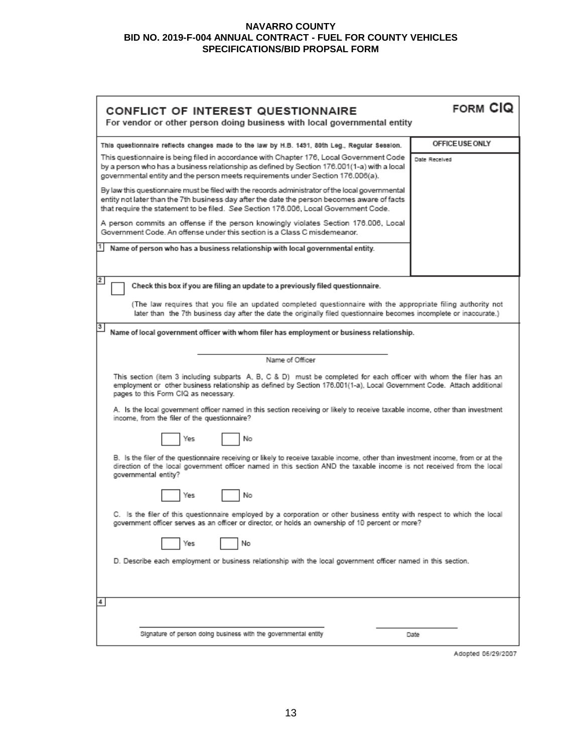# NAVARRO COUNTY
## BID NO. 2019-F-004 ANNUAL CONTRACT - FUEL FOR COUNTY VEHICLES
## SPECIFICATIONS/BID PROPSAL FORM

## CONFLICT OF INTEREST QUESTIONNAIRE — FORM CIQ

For vendor or other person doing business with local governmental entity

| This questionnaire reflects changes made to the law by H.B. 1491, 80th Leg., Regular Session. | OFFICE USE ONLY |
|---|---|
| This questionnaire is being filed in accordance with Chapter 176, Local Government Code by a person who has a business relationship as defined by Section 176.001(1-a) with a local governmental entity and the person meets requirements under Section 176.006(a). | Date Received |
| By law this questionnaire must be filed with the records administrator of the local governmental entity not later than the 7th business day after the date the person becomes aware of facts that require the statement to be filed. *See* Section 176.006, Local Government Code. | |
| A person commits an offense if the person knowingly violates Section 176.006, Local Government Code. An offense under this section is a Class C misdemeanor. | |
| **1** Name of person who has a business relationship with local governmental entity. | |

**2** ☐ **Check this box if you are filing an update to a previously filed questionnaire.**

(The law requires that you file an updated completed questionnaire with the appropriate filing authority not later than the 7th business day after the date the originally filed questionnaire becomes incomplete or inaccurate.)

**3** **Name of local government officer with whom filer has employment or business relationship.**

______________________________
Name of Officer

This section (item 3 including subparts A, B, C & D) must be completed for each officer with whom the filer has an employment or other business relationship as defined by Section 176.001(1-a), Local Government Code. Attach additional pages to this Form CIQ as necessary.

A. Is the local government officer named in this section receiving or likely to receive taxable income, other than investment income, from the filer of the questionnaire?

☐ Yes ☐ No

B. Is the filer of the questionnaire receiving or likely to receive taxable income, other than investment income, from or at the direction of the local government officer named in this section AND the taxable income is not received from the local governmental entity?

☐ Yes ☐ No

C. Is the filer of this questionnaire employed by a corporation or other business entity with respect to which the local government officer serves as an officer or director, or holds an ownership of 10 percent or more?

☐ Yes ☐ No

D. Describe each employment or business relationship with the local government officer named in this section.

**4**

______________________________ ______________
Signature of person doing business with the governmental entity Date

Adopted 06/29/2007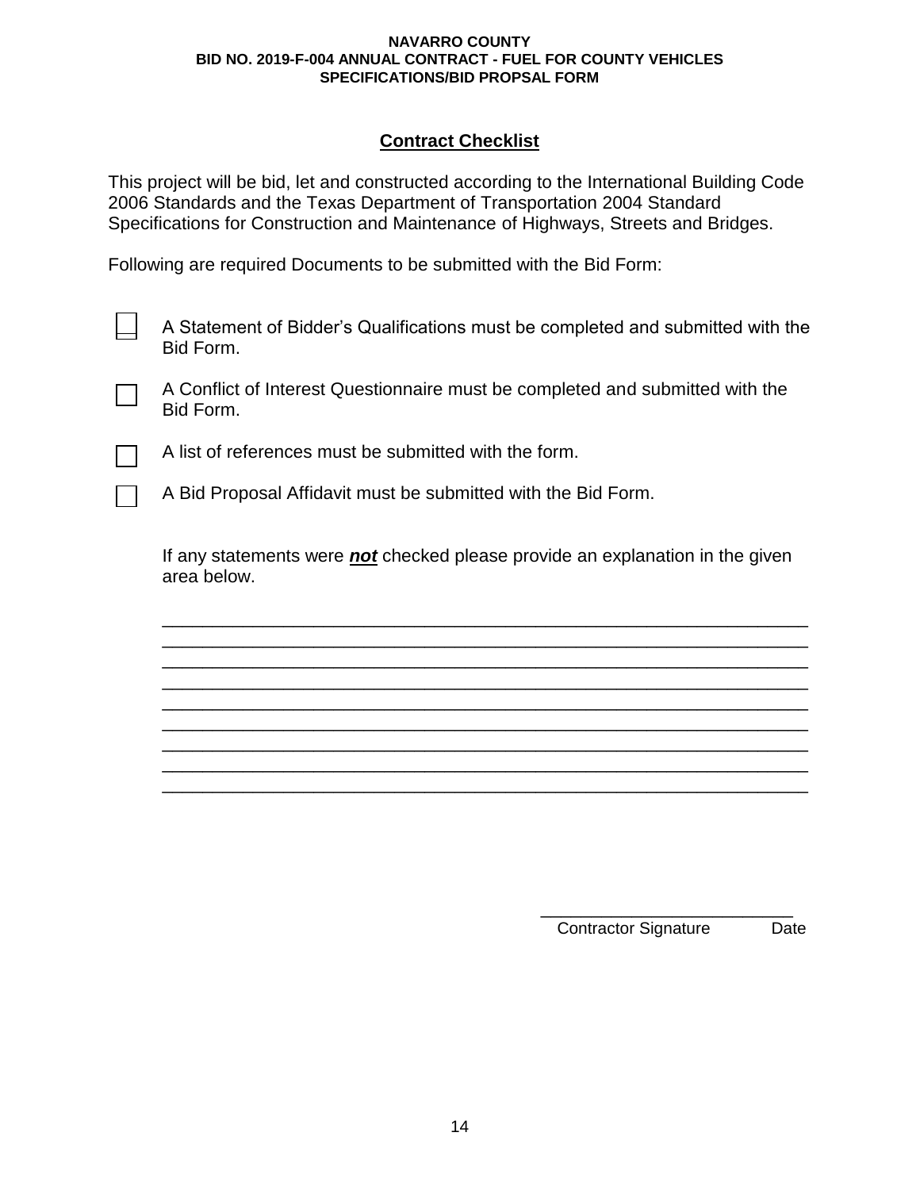**NAVARRO COUNTY**
**BID NO. 2019-F-004 ANNUAL CONTRACT - FUEL FOR COUNTY VEHICLES**
**SPECIFICATIONS/BID PROPSAL FORM**

## Contract Checklist

This project will be bid, let and constructed according to the International Building Code 2006 Standards and the Texas Department of Transportation 2004 Standard Specifications for Construction and Maintenance of Highways, Streets and Bridges.

Following are required Documents to be submitted with the Bid Form:

- ☐ A Statement of Bidder's Qualifications must be completed and submitted with the Bid Form.
- ☐ A Conflict of Interest Questionnaire must be completed and submitted with the Bid Form.
- ☐ A list of references must be submitted with the form.
- ☐ A Bid Proposal Affidavit must be submitted with the Bid Form.

If any statements were ***not*** checked please provide an explanation in the given area below.

_______________________________________________________________
_______________________________________________________________
_______________________________________________________________
_______________________________________________________________
_______________________________________________________________
_______________________________________________________________
_______________________________________________________________
_______________________________________________________________
_______________________________________________________________

___________________________
Contractor Signature Date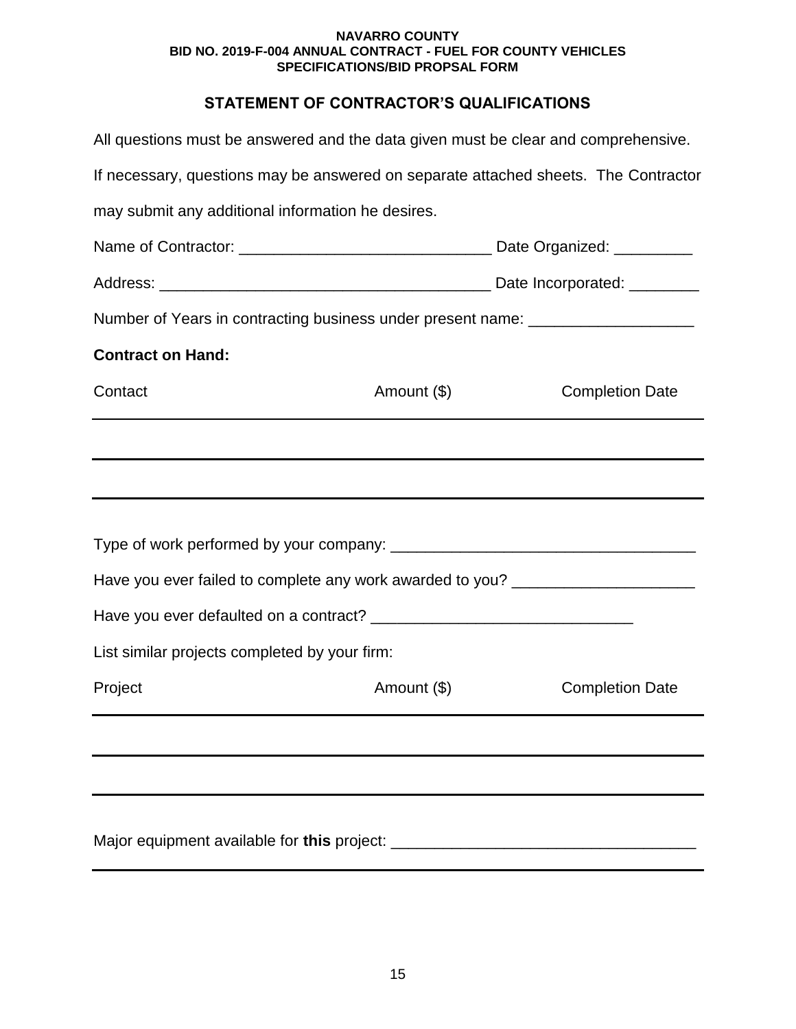NAVARRO COUNTY
BID NO. 2019-F-004 ANNUAL CONTRACT - FUEL FOR COUNTY VEHICLES
SPECIFICATIONS/BID PROPSAL FORM

## STATEMENT OF CONTRACTOR'S QUALIFICATIONS

All questions must be answered and the data given must be clear and comprehensive.

If necessary, questions may be answered on separate attached sheets. The Contractor may submit any additional information he desires.

Name of Contractor: _____________________________ Date Organized: _________

Address: ______________________________________ Date Incorporated: ________

Number of Years in contracting business under present name: ___________________

**Contract on Hand:**

| Contact | Amount ($) | Completion Date |
|---|---|---|
| | | |
| | | |
| | | |

Type of work performed by your company: ___________________________________

Have you ever failed to complete any work awarded to you? ____________________

Have you ever defaulted on a contract? ______________________________

List similar projects completed by your firm:

| Project | Amount ($) | Completion Date |
|---|---|---|
| | | |
| | | |
| | | |

Major equipment available for **this** project: ___________________________________